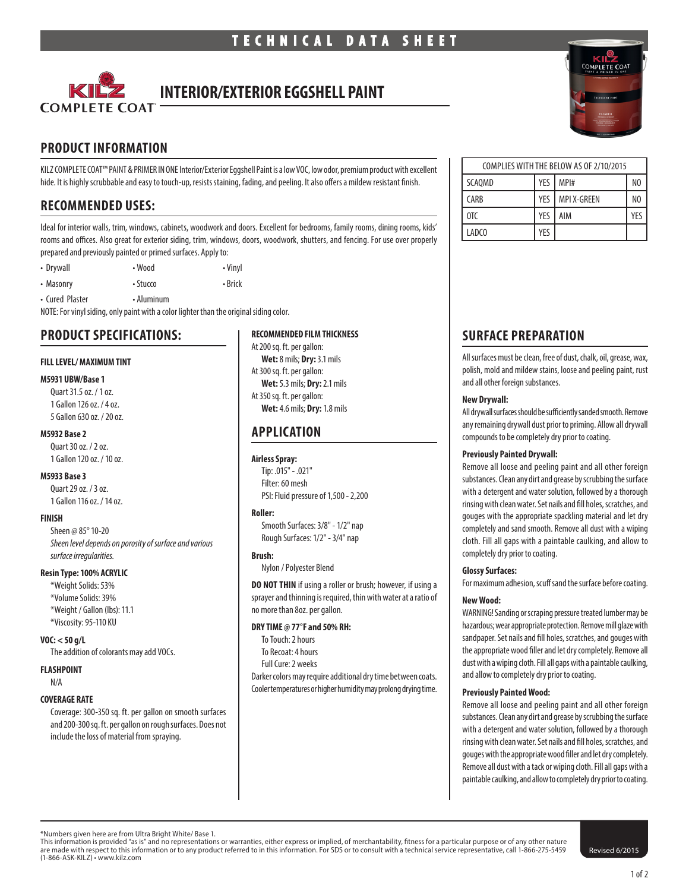# TECHNICAL DATA SHEET

## INTERIOR/EXTERIOR EGGSHELL PAINT

KILZ COMPLETE COAT

## PRODUCT INFORMATION

KILZ COMPLETE COAT™ PAINT & PRIMER IN ONE Interior/Exterior Eggshell Paint is a low VOC, low odor, premium product with excellent hide. It is highly scrubbable and easy to touch-up, resists staining, fading, and peeling. It also offers a mildew resistant finish.

| COMPLIES WITH THE BELOW AS OF 2/10/2015 | | | |
|---|---|---|---|
| SCAQMD | YES | MPI# | NO |
| CARB | YES | MPI X-GREEN | NO |
| OTC | YES | AIM | YES |
| LADCO | YES | | |

## RECOMMENDED USES:

Ideal for interior walls, trim, windows, cabinets, woodwork and doors. Excellent for bedrooms, family rooms, dining rooms, kids' rooms and offices. Also great for exterior siding, trim, windows, doors, woodwork, shutters, and fencing. For use over properly prepared and previously painted or primed surfaces. Apply to:

- Drywall
- Wood
- Vinyl
- Masonry
- Stucco
- Brick
- Cured Plaster
- Aluminum

NOTE: For vinyl siding, only paint with a color lighter than the original siding color.

## PRODUCT SPECIFICATIONS:

### FILL LEVEL/ MAXIMUM TINT

**M5931 UBW/Base 1**
Quart 31.5 oz. / 1 oz.
1 Gallon 126 oz. / 4 oz.
5 Gallon 630 oz. / 20 oz.

**M5932 Base 2**
Quart 30 oz. / 2 oz.
1 Gallon 120 oz. / 10 oz.

**M5933 Base 3**
Quart 29 oz. / 3 oz.
1 Gallon 116 oz. / 14 oz.

### FINISH

Sheen @ 85° 10-20
*Sheen level depends on porosity of surface and various surface irregularities.*

### Resin Type: 100% ACRYLIC

*Weight Solids: 53%
*Volume Solids: 39%
*Weight / Gallon (lbs): 11.1
*Viscosity: 95-110 KU

### VOC: < 50 g/L

The addition of colorants may add VOCs.

### FLASHPOINT

N/A

### COVERAGE RATE

Coverage: 300-350 sq. ft. per gallon on smooth surfaces and 200-300 sq. ft. per gallon on rough surfaces. Does not include the loss of material from spraying.

### RECOMMENDED FILM THICKNESS

At 200 sq. ft. per gallon:
**Wet:** 8 mils; **Dry:** 3.1 mils
At 300 sq. ft. per gallon:
**Wet:** 5.3 mils; **Dry:** 2.1 mils
At 350 sq. ft. per gallon:
**Wet:** 4.6 mils; **Dry:** 1.8 mils

## APPLICATION

**Airless Spray:**
Tip: .015" - .021"
Filter: 60 mesh
PSI: Fluid pressure of 1,500 - 2,200

**Roller:**
Smooth Surfaces: 3/8" - 1/2" nap
Rough Surfaces: 1/2" - 3/4" nap

**Brush:**
Nylon / Polyester Blend

**DO NOT THIN** if using a roller or brush; however, if using a sprayer and thinning is required, thin with water at a ratio of no more than 8oz. per gallon.

**DRY TIME @ 77°F and 50% RH:**
To Touch: 2 hours
To Recoat: 4 hours
Full Cure: 2 weeks

Darker colors may require additional dry time between coats. Cooler temperatures or higher humidity may prolong drying time.

## SURFACE PREPARATION

All surfaces must be clean, free of dust, chalk, oil, grease, wax, polish, mold and mildew stains, loose and peeling paint, rust and all other foreign substances.

**New Drywall:**
All drywall surfaces should be sufficiently sanded smooth. Remove any remaining drywall dust prior to priming. Allow all drywall compounds to be completely dry prior to coating.

**Previously Painted Drywall:**
Remove all loose and peeling paint and all other foreign substances. Clean any dirt and grease by scrubbing the surface with a detergent and water solution, followed by a thorough rinsing with clean water. Set nails and fill holes, scratches, and gouges with the appropriate spackling material and let dry completely and sand smooth. Remove all dust with a wiping cloth. Fill all gaps with a paintable caulking, and allow to completely dry prior to coating.

**Glossy Surfaces:**
For maximum adhesion, scuff sand the surface before coating.

**New Wood:**
WARNING! Sanding or scraping pressure treated lumber may be hazardous; wear appropriate protection. Remove mill glaze with sandpaper. Set nails and fill holes, scratches, and gouges with the appropriate wood filler and let dry completely. Remove all dust with a wiping cloth. Fill all gaps with a paintable caulking, and allow to completely dry prior to coating.

**Previously Painted Wood:**
Remove all loose and peeling paint and all other foreign substances. Clean any dirt and grease by scrubbing the surface with a detergent and water solution, followed by a thorough rinsing with clean water. Set nails and fill holes, scratches, and gouges with the appropriate wood filler and let dry completely. Remove all dust with a tack or wiping cloth. Fill all gaps with a paintable caulking, and allow to completely dry prior to coating.

*Numbers given here are from Ultra Bright White/ Base 1.
This information is provided "as is" and no representations or warranties, either express or implied, of merchantability, fitness for a particular purpose or of any other nature are made with respect to this information or to any product referred to in this information. For SDS or to consult with a technical service representative, call 1-866-275-5459 (1-866-ASK-KILZ) • www.kilz.com

Revised 6/2015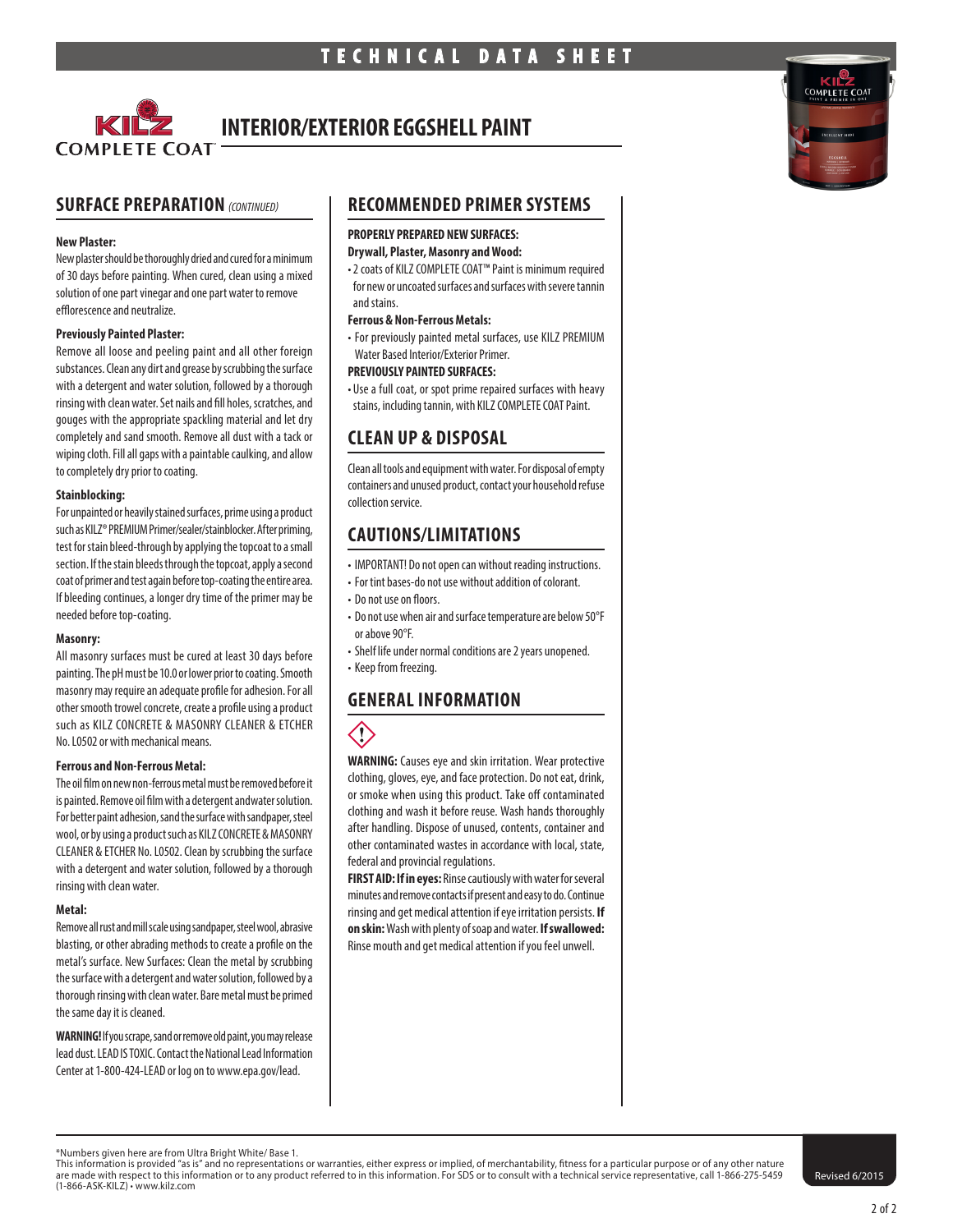# INTERIOR/EXTERIOR EGGSHELL PAINT

## SURFACE PREPARATION *(CONTINUED)*

**New Plaster:**
New plaster should be thoroughly dried and cured for a minimum of 30 days before painting. When cured, clean using a mixed solution of one part vinegar and one part water to remove efflorescence and neutralize.

**Previously Painted Plaster:**
Remove all loose and peeling paint and all other foreign substances. Clean any dirt and grease by scrubbing the surface with a detergent and water solution, followed by a thorough rinsing with clean water. Set nails and fill holes, scratches, and gouges with the appropriate spackling material and let dry completely and sand smooth. Remove all dust with a tack or wiping cloth. Fill all gaps with a paintable caulking, and allow to completely dry prior to coating.

**Stainblocking:**
For unpainted or heavily stained surfaces, prime using a product such as KILZ® PREMIUM Primer/sealer/stainblocker. After priming, test for stain bleed-through by applying the topcoat to a small section. If the stain bleeds through the topcoat, apply a second coat of primer and test again before top-coating the entire area. If bleeding continues, a longer dry time of the primer may be needed before top-coating.

**Masonry:**
All masonry surfaces must be cured at least 30 days before painting. The pH must be 10.0 or lower prior to coating. Smooth masonry may require an adequate profile for adhesion. For all other smooth trowel concrete, create a profile using a product such as KILZ CONCRETE & MASONRY CLEANER & ETCHER No. L0502 or with mechanical means.

**Ferrous and Non-Ferrous Metal:**
The oil film on new non-ferrous metal must be removed before it is painted. Remove oil film with a detergent andwater solution. For better paint adhesion, sand the surface with sandpaper, steel wool, or by using a product such as KILZ CONCRETE & MASONRY CLEANER & ETCHER No. L0502. Clean by scrubbing the surface with a detergent and water solution, followed by a thorough rinsing with clean water.

**Metal:**
Remove all rust and mill scale using sandpaper, steel wool, abrasive blasting, or other abrading methods to create a profile on the metal's surface. New Surfaces: Clean the metal by scrubbing the surface with a detergent and water solution, followed by a thorough rinsing with clean water. Bare metal must be primed the same day it is cleaned.

**WARNING!** If you scrape, sand or remove old paint, you may release lead dust. LEAD IS TOXIC. Contact the National Lead Information Center at 1-800-424-LEAD or log on to www.epa.gov/lead.

## RECOMMENDED PRIMER SYSTEMS

**PROPERLY PREPARED NEW SURFACES:**

**Drywall, Plaster, Masonry and Wood:**
- 2 coats of KILZ COMPLETE COAT™ Paint is minimum required for new or uncoated surfaces and surfaces with severe tannin and stains.

**Ferrous & Non-Ferrous Metals:**
- For previously painted metal surfaces, use KILZ PREMIUM Water Based Interior/Exterior Primer.

**PREVIOUSLY PAINTED SURFACES:**
- Use a full coat, or spot prime repaired surfaces with heavy stains, including tannin, with KILZ COMPLETE COAT Paint.

## CLEAN UP & DISPOSAL

Clean all tools and equipment with water. For disposal of empty containers and unused product, contact your household refuse collection service.

## CAUTIONS/LIMITATIONS

- IMPORTANT! Do not open can without reading instructions.
- For tint bases-do not use without addition of colorant.
- Do not use on floors.
- Do not use when air and surface temperature are below 50°F or above 90°F.
- Shelf life under normal conditions are 2 years unopened.
- Keep from freezing.

## GENERAL INFORMATION

**WARNING:** Causes eye and skin irritation. Wear protective clothing, gloves, eye, and face protection. Do not eat, drink, or smoke when using this product. Take off contaminated clothing and wash it before reuse. Wash hands thoroughly after handling. Dispose of unused, contents, container and other contaminated wastes in accordance with local, state, federal and provincial regulations.

**FIRST AID: If in eyes:** Rinse cautiously with water for several minutes and remove contacts if present and easy to do. Continue rinsing and get medical attention if eye irritation persists. **If on skin:** Wash with plenty of soap and water. **If swallowed:** Rinse mouth and get medical attention if you feel unwell.

*Numbers given here are from Ultra Bright White/ Base 1.
This information is provided "as is" and no representations or warranties, either express or implied, of merchantability, fitness for a particular purpose or of any other nature are made with respect to this information or to any product referred to in this information. For SDS or to consult with a technical service representative, call 1-866-275-5459 (1-866-ASK-KILZ) • www.kilz.com

Revised 6/2015